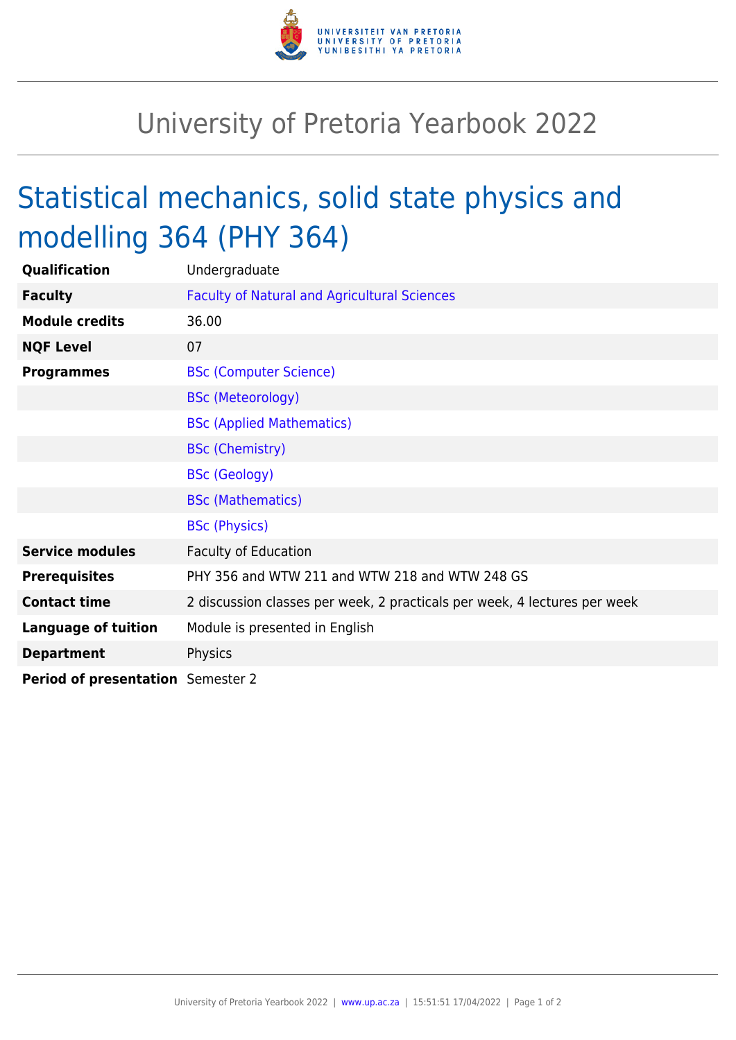# University of Pretoria Yearbook 2022

## Statistical mechanics, solid state physics and modelling 364 (PHY 364)

| | |
|---|---|
| **Qualification** | Undergraduate |
| **Faculty** | Faculty of Natural and Agricultural Sciences |
| **Module credits** | 36.00 |
| **NQF Level** | 07 |
| **Programmes** | BSc (Computer Science) |
| | BSc (Meteorology) |
| | BSc (Applied Mathematics) |
| | BSc (Chemistry) |
| | BSc (Geology) |
| | BSc (Mathematics) |
| | BSc (Physics) |
| **Service modules** | Faculty of Education |
| **Prerequisites** | PHY 356 and WTW 211 and WTW 218 and WTW 248 GS |
| **Contact time** | 2 discussion classes per week, 2 practicals per week, 4 lectures per week |
| **Language of tuition** | Module is presented in English |
| **Department** | Physics |
| **Period of presentation** | Semester 2 |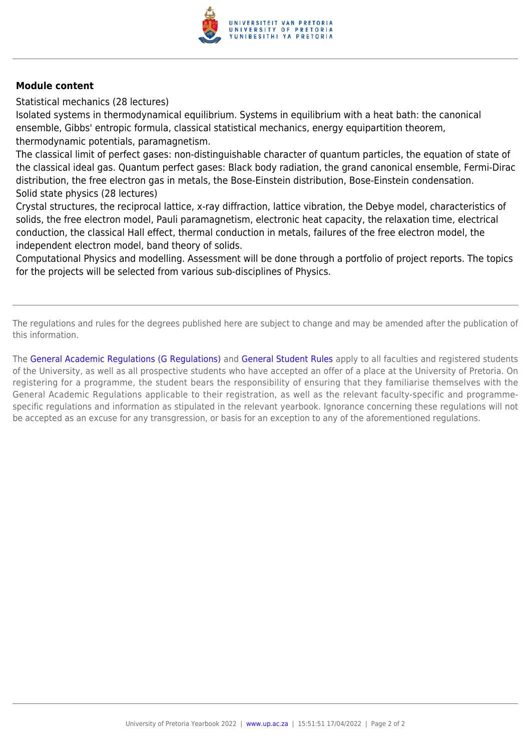**Module content**

Statistical mechanics (28 lectures)

Isolated systems in thermodynamical equilibrium. Systems in equilibrium with a heat bath: the canonical ensemble, Gibbs' entropic formula, classical statistical mechanics, energy equipartition theorem, thermodynamic potentials, paramagnetism.

The classical limit of perfect gases: non-distinguishable character of quantum particles, the equation of state of the classical ideal gas. Quantum perfect gases: Black body radiation, the grand canonical ensemble, Fermi-Dirac distribution, the free electron gas in metals, the Bose-Einstein distribution, Bose-Einstein condensation.

Solid state physics (28 lectures)

Crystal structures, the reciprocal lattice, x-ray diffraction, lattice vibration, the Debye model, characteristics of solids, the free electron model, Pauli paramagnetism, electronic heat capacity, the relaxation time, electrical conduction, the classical Hall effect, thermal conduction in metals, failures of the free electron model, the independent electron model, band theory of solids.

Computational Physics and modelling. Assessment will be done through a portfolio of project reports. The topics for the projects will be selected from various sub-disciplines of Physics.

---

The regulations and rules for the degrees published here are subject to change and may be amended after the publication of this information.

The General Academic Regulations (G Regulations) and General Student Rules apply to all faculties and registered students of the University, as well as all prospective students who have accepted an offer of a place at the University of Pretoria. On registering for a programme, the student bears the responsibility of ensuring that they familiarise themselves with the General Academic Regulations applicable to their registration, as well as the relevant faculty-specific and programme-specific regulations and information as stipulated in the relevant yearbook. Ignorance concerning these regulations will not be accepted as an excuse for any transgression, or basis for an exception to any of the aforementioned regulations.